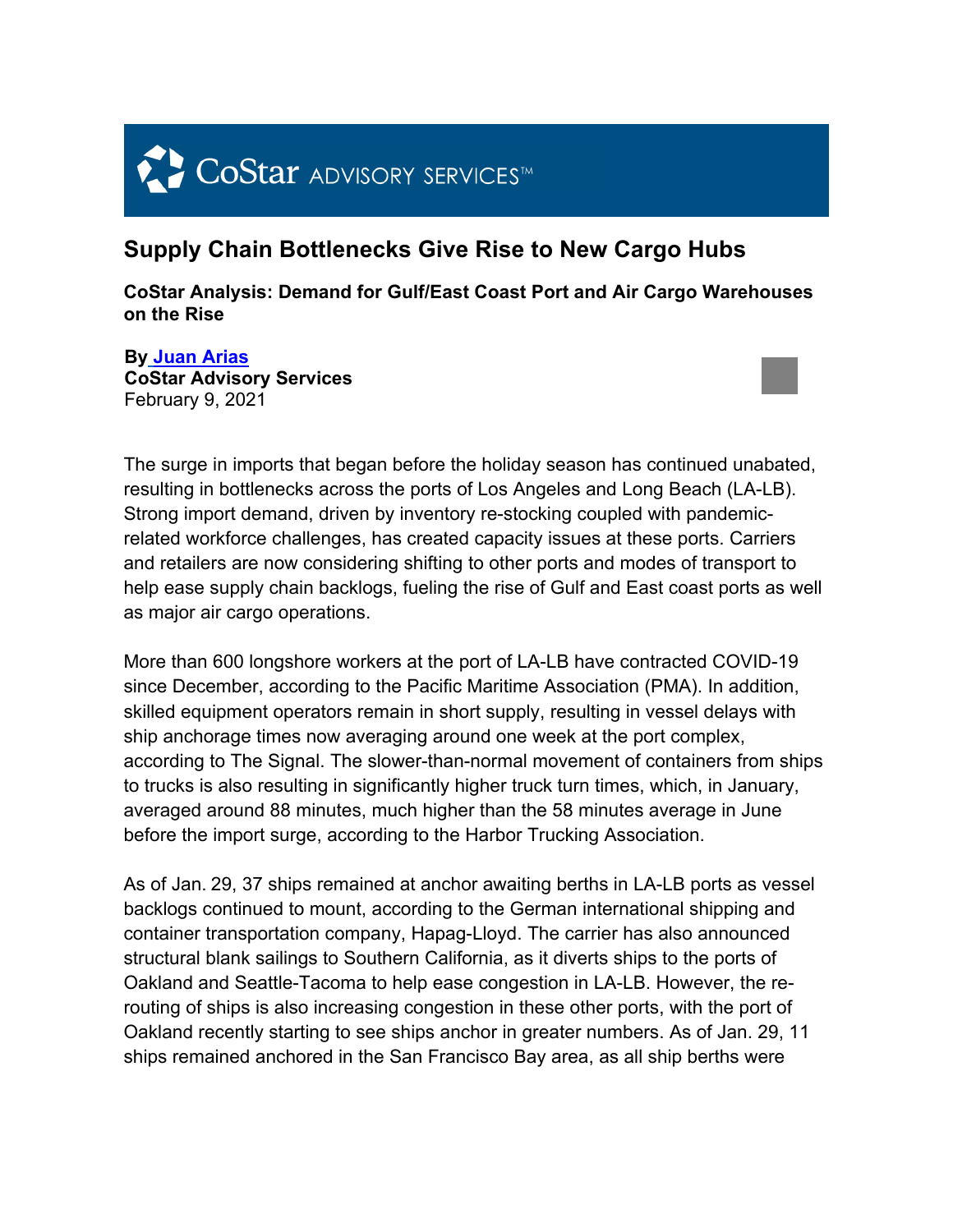CoStar ADVISORY SERVICES™

# Supply Chain Bottlenecks Give Rise to New Cargo Hubs

**CoStar Analysis: Demand for Gulf/East Coast Port and Air Cargo Warehouses on the Rise**

**By Juan Arias**
**CoStar Advisory Services**
February 9, 2021

The surge in imports that began before the holiday season has continued unabated, resulting in bottlenecks across the ports of Los Angeles and Long Beach (LA-LB). Strong import demand, driven by inventory re-stocking coupled with pandemic-related workforce challenges, has created capacity issues at these ports. Carriers and retailers are now considering shifting to other ports and modes of transport to help ease supply chain backlogs, fueling the rise of Gulf and East coast ports as well as major air cargo operations.

More than 600 longshore workers at the port of LA-LB have contracted COVID-19 since December, according to the Pacific Maritime Association (PMA). In addition, skilled equipment operators remain in short supply, resulting in vessel delays with ship anchorage times now averaging around one week at the port complex, according to The Signal. The slower-than-normal movement of containers from ships to trucks is also resulting in significantly higher truck turn times, which, in January, averaged around 88 minutes, much higher than the 58 minutes average in June before the import surge, according to the Harbor Trucking Association.

As of Jan. 29, 37 ships remained at anchor awaiting berths in LA-LB ports as vessel backlogs continued to mount, according to the German international shipping and container transportation company, Hapag-Lloyd. The carrier has also announced structural blank sailings to Southern California, as it diverts ships to the ports of Oakland and Seattle-Tacoma to help ease congestion in LA-LB. However, the re-routing of ships is also increasing congestion in these other ports, with the port of Oakland recently starting to see ships anchor in greater numbers. As of Jan. 29, 11 ships remained anchored in the San Francisco Bay area, as all ship berths were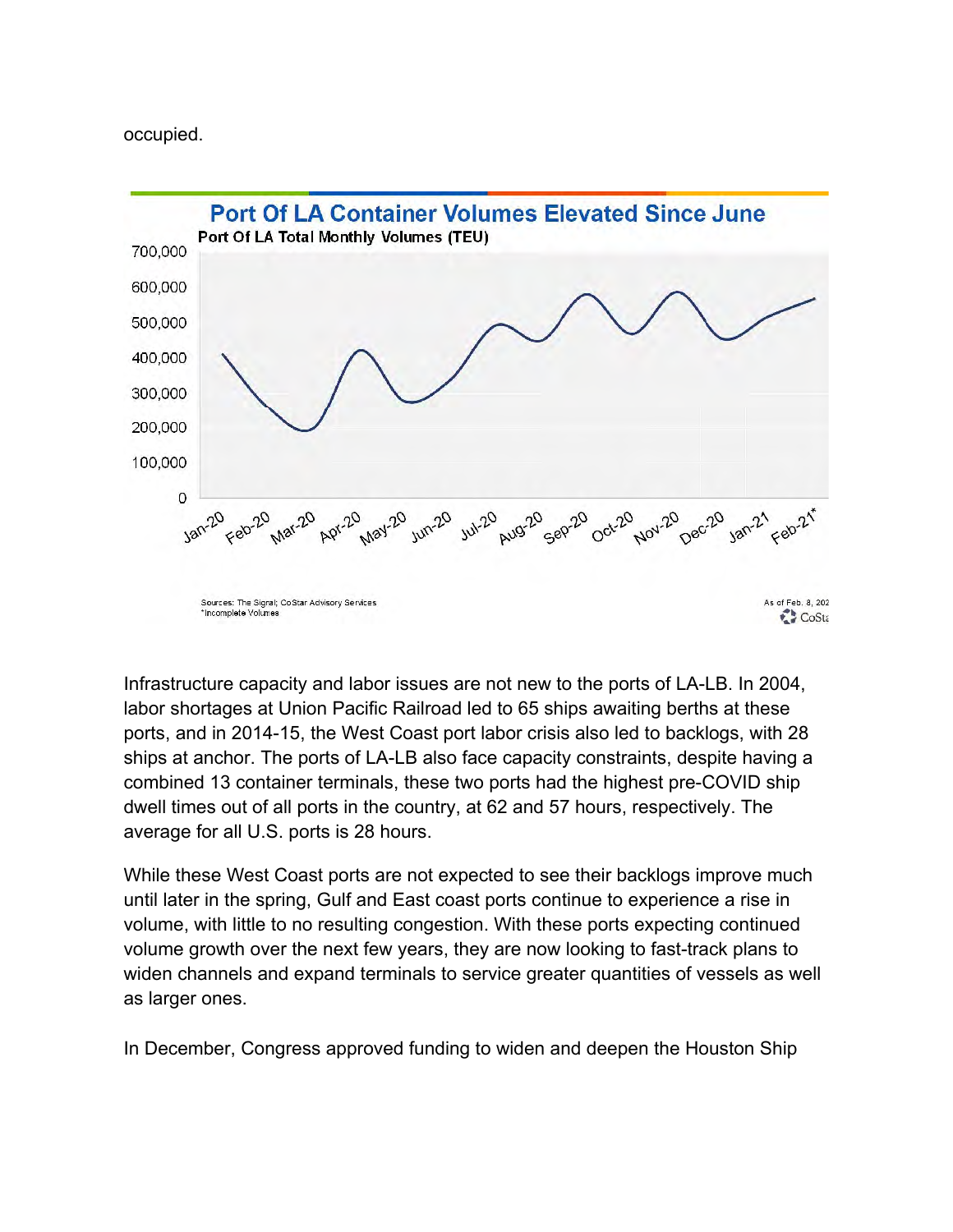occupied.

**Port Of LA Container Volumes Elevated Since June**

Port Of LA Total Monthly Volumes (TEU)

Sources: The Signal; CoStar Advisory Services
*Incomplete Volumes

As of Feb. 8, 202

Infrastructure capacity and labor issues are not new to the ports of LA-LB. In 2004, labor shortages at Union Pacific Railroad led to 65 ships awaiting berths at these ports, and in 2014-15, the West Coast port labor crisis also led to backlogs, with 28 ships at anchor. The ports of LA-LB also face capacity constraints, despite having a combined 13 container terminals, these two ports had the highest pre-COVID ship dwell times out of all ports in the country, at 62 and 57 hours, respectively. The average for all U.S. ports is 28 hours.

While these West Coast ports are not expected to see their backlogs improve much until later in the spring, Gulf and East coast ports continue to experience a rise in volume, with little to no resulting congestion. With these ports expecting continued volume growth over the next few years, they are now looking to fast-track plans to widen channels and expand terminals to service greater quantities of vessels as well as larger ones.

In December, Congress approved funding to widen and deepen the Houston Ship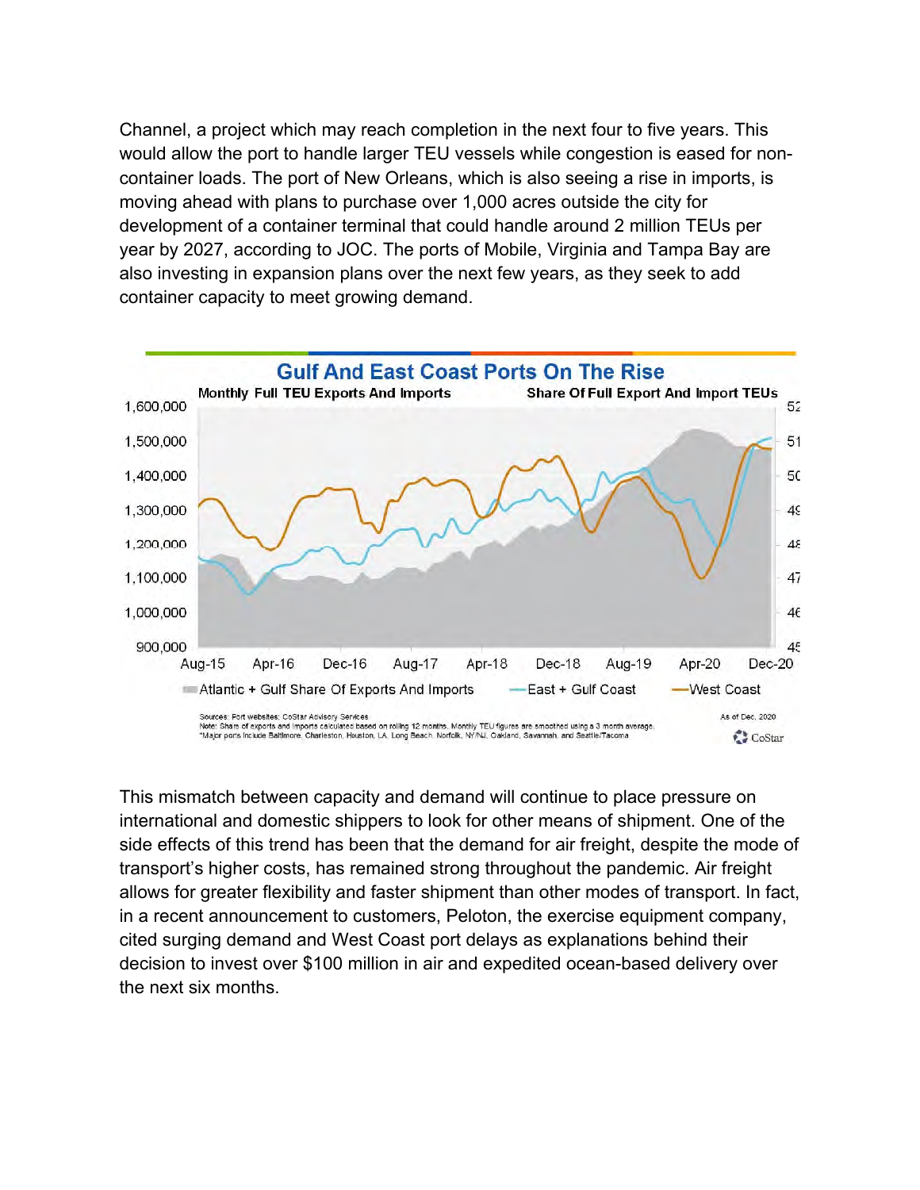Channel, a project which may reach completion in the next four to five years. This would allow the port to handle larger TEU vessels while congestion is eased for non-container loads. The port of New Orleans, which is also seeing a rise in imports, is moving ahead with plans to purchase over 1,000 acres outside the city for development of a container terminal that could handle around 2 million TEUs per year by 2027, according to JOC. The ports of Mobile, Virginia and Tampa Bay are also investing in expansion plans over the next few years, as they seek to add container capacity to meet growing demand.

**Gulf And East Coast Ports On The Rise**

Monthly Full TEU Exports And Imports — Share Of Full Export And Import TEUs

Atlantic + Gulf Share Of Exports And Imports — East + Gulf Coast — West Coast

Sources: Port websites; CoStar Advisory Services
Note: Share of exports and imports calculated based on rolling 12 months. Monthly TEU figures are smoothed using a 3 month average.
*Major ports include Baltimore, Charleston, Houston, LA, Long Beach, Norfolk, NY/NJ, Oakland, Savannah, and Seattle/Tacoma

As of Dec. 2020

This mismatch between capacity and demand will continue to place pressure on international and domestic shippers to look for other means of shipment. One of the side effects of this trend has been that the demand for air freight, despite the mode of transport's higher costs, has remained strong throughout the pandemic. Air freight allows for greater flexibility and faster shipment than other modes of transport. In fact, in a recent announcement to customers, Peloton, the exercise equipment company, cited surging demand and West Coast port delays as explanations behind their decision to invest over $100 million in air and expedited ocean-based delivery over the next six months.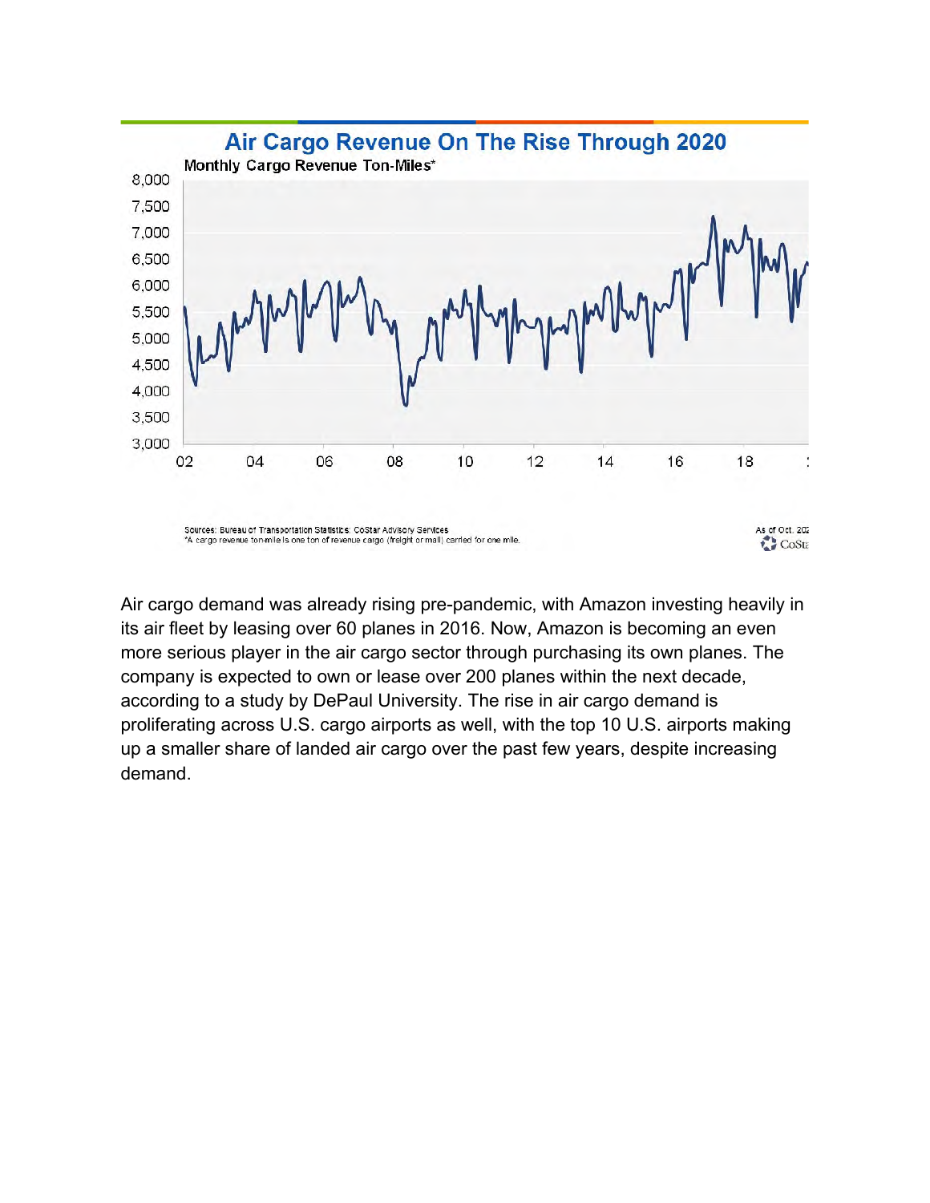## Air Cargo Revenue On The Rise Through 2020

Monthly Cargo Revenue Ton-Miles*

Sources: Bureau of Transportation Statistics; CoStar Advisory Services
*A cargo revenue ton-mile is one ton of revenue cargo (freight or mail) carried for one mile.

As of Oct. 202

Air cargo demand was already rising pre-pandemic, with Amazon investing heavily in its air fleet by leasing over 60 planes in 2016. Now, Amazon is becoming an even more serious player in the air cargo sector through purchasing its own planes. The company is expected to own or lease over 200 planes within the next decade, according to a study by DePaul University. The rise in air cargo demand is proliferating across U.S. cargo airports as well, with the top 10 U.S. airports making up a smaller share of landed air cargo over the past few years, despite increasing demand.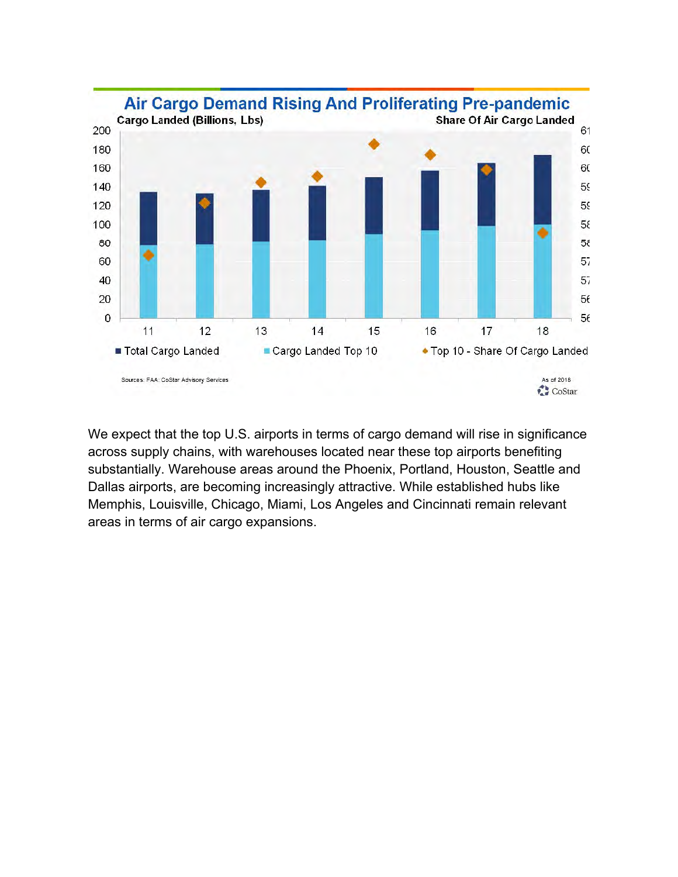## Air Cargo Demand Rising And Proliferating Pre-pandemic

Cargo Landed (Billions, Lbs) — Share Of Air Cargo Landed

Legend: Total Cargo Landed; Cargo Landed Top 10; Top 10 - Share Of Cargo Landed

Years: 11, 12, 13, 14, 15, 16, 17, 18

Sources: FAA; CoStar Advisory Services

As of 2018

CoStar

We expect that the top U.S. airports in terms of cargo demand will rise in significance across supply chains, with warehouses located near these top airports benefiting substantially. Warehouse areas around the Phoenix, Portland, Houston, Seattle and Dallas airports, are becoming increasingly attractive. While established hubs like Memphis, Louisville, Chicago, Miami, Los Angeles and Cincinnati remain relevant areas in terms of air cargo expansions.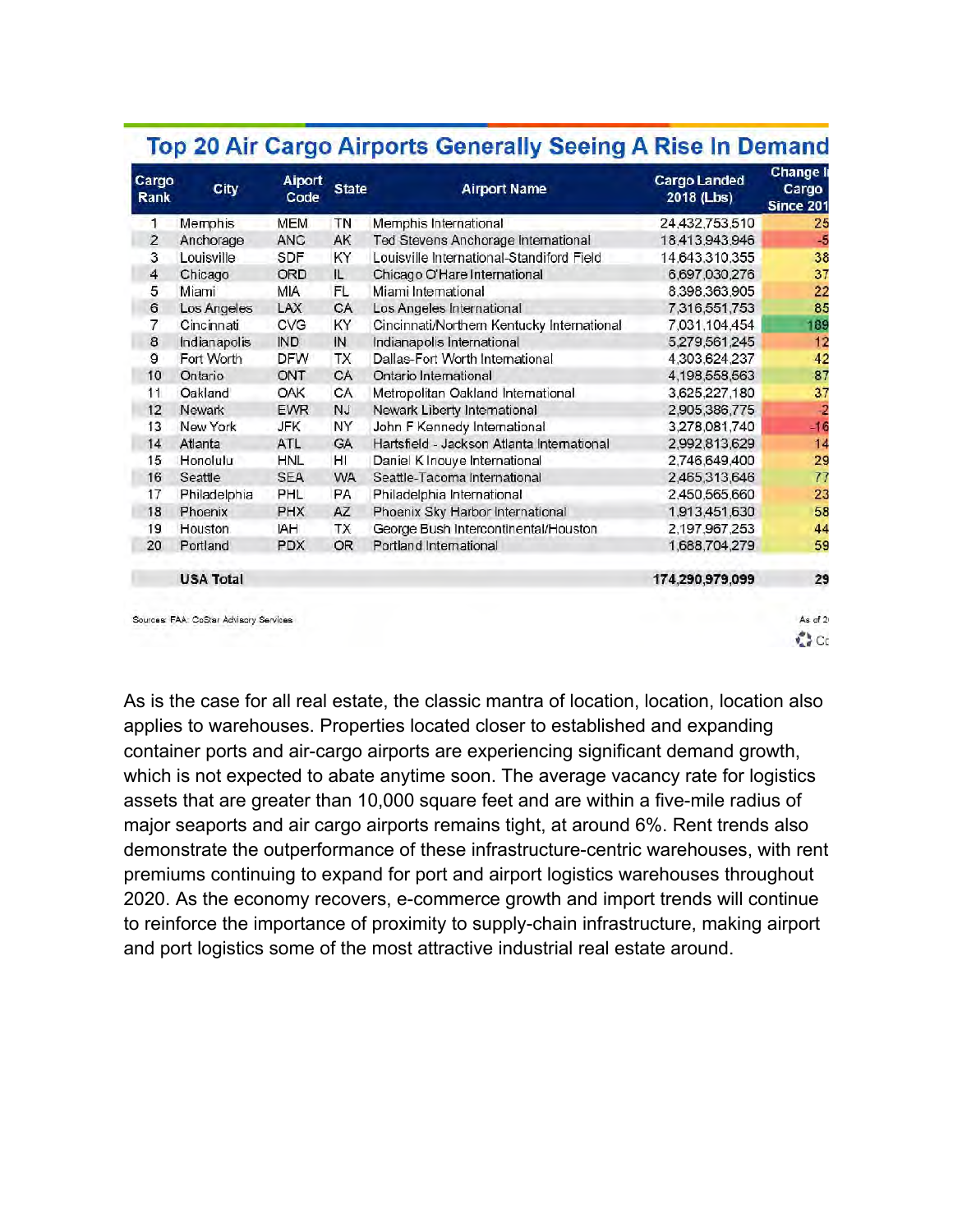## Top 20 Air Cargo Airports Generally Seeing A Rise In Demand

| Cargo Rank | City | Aiport Code | State | Airport Name | Cargo Landed 2018 (Lbs) | Change In Cargo Since 201 |
|---|---|---|---|---|---|---|
| 1 | Memphis | MEM | TN | Memphis International | 24,432,753,510 | 25 |
| 2 | Anchorage | ANC | AK | Ted Stevens Anchorage International | 18,413,943,946 | -5 |
| 3 | Louisville | SDF | KY | Louisville International-Standiford Field | 14,643,310,355 | 38 |
| 4 | Chicago | ORD | IL | Chicago O'Hare International | 6,697,030,276 | 37 |
| 5 | Miami | MIA | FL | Miami International | 8,398,363,905 | 22 |
| 6 | Los Angeles | LAX | CA | Los Angeles International | 7,316,551,753 | 85 |
| 7 | Cincinnati | CVG | KY | Cincinnati/Northern Kentucky International | 7,031,104,454 | 189 |
| 8 | Indianapolis | IND | IN | Indianapolis International | 5,279,561,245 | 12 |
| 9 | Fort Worth | DFW | TX | Dallas-Fort Worth International | 4,303,624,237 | 42 |
| 10 | Ontario | ONT | CA | Ontario International | 4,198,558,563 | 87 |
| 11 | Oakland | OAK | CA | Metropolitan Oakland International | 3,625,227,180 | 37 |
| 12 | Newark | EWR | NJ | Newark Liberty International | 2,905,386,775 | -2 |
| 13 | New York | JFK | NY | John F Kennedy International | 3,278,081,740 | -16 |
| 14 | Atlanta | ATL | GA | Hartsfield - Jackson Atlanta International | 2,992,813,629 | 14 |
| 15 | Honolulu | HNL | HI | Daniel K Inouye International | 2,746,649,400 | 29 |
| 16 | Seattle | SEA | WA | Seattle-Tacoma International | 2,465,313,646 | 77 |
| 17 | Philadelphia | PHL | PA | Philadelphia International | 2,450,565,660 | 23 |
| 18 | Phoenix | PHX | AZ | Phoenix Sky Harbor International | 1,913,451,630 | 58 |
| 19 | Houston | IAH | TX | George Bush Intercontinental/Houston | 2,197,967,253 | 44 |
| 20 | Portland | PDX | OR | Portland International | 1,688,704,279 | 59 |
| | **USA Total** | | | | **174,290,979,099** | **29** |

Sources: FAA; CoStar Advisory Services

As of 2

As is the case for all real estate, the classic mantra of location, location, location also applies to warehouses. Properties located closer to established and expanding container ports and air-cargo airports are experiencing significant demand growth, which is not expected to abate anytime soon. The average vacancy rate for logistics assets that are greater than 10,000 square feet and are within a five-mile radius of major seaports and air cargo airports remains tight, at around 6%. Rent trends also demonstrate the outperformance of these infrastructure-centric warehouses, with rent premiums continuing to expand for port and airport logistics warehouses throughout 2020. As the economy recovers, e-commerce growth and import trends will continue to reinforce the importance of proximity to supply-chain infrastructure, making airport and port logistics some of the most attractive industrial real estate around.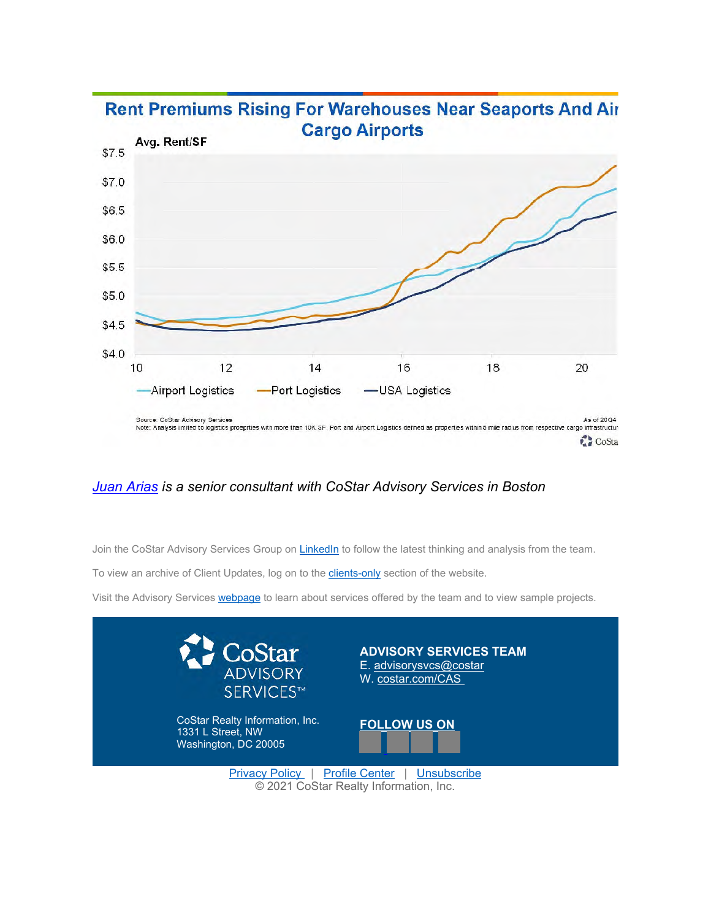## Rent Premiums Rising For Warehouses Near Seaports And Air Cargo Airports

Avg. Rent/SF

$7.5
$7.0
$6.5
$6.0
$5.5
$5.0
$4.5
$4.0

10 12 14 16 18 20

Airport Logistics — Port Logistics — USA Logistics

Source: CoStar Advisory Services

As of 20Q4

Note: Analysis limited to logistics proeprties with more than 10K SF. Port and Airport Logistics defined as properties within 5 mile radius from respective cargo infrastructur

CoSta

*[Juan Arias](#) is a senior consultant with CoStar Advisory Services in Boston*

Join the CoStar Advisory Services Group on [LinkedIn](#) to follow the latest thinking and analysis from the team.

To view an archive of Client Updates, log on to the [clients-only](#) section of the website.

Visit the Advisory Services [webpage](#) to learn about services offered by the team and to view sample projects.

CoStar ADVISORY SERVICES™

CoStar Realty Information, Inc.
1331 L Street, NW
Washington, DC 20005

**ADVISORY SERVICES TEAM**
E. [advisorysvcs@costar](#)
W. [costar.com/CAS](#)

**FOLLOW US ON**

[Privacy Policy](#) | [Profile Center](#) | [Unsubscribe](#)
© 2021 CoStar Realty Information, Inc.